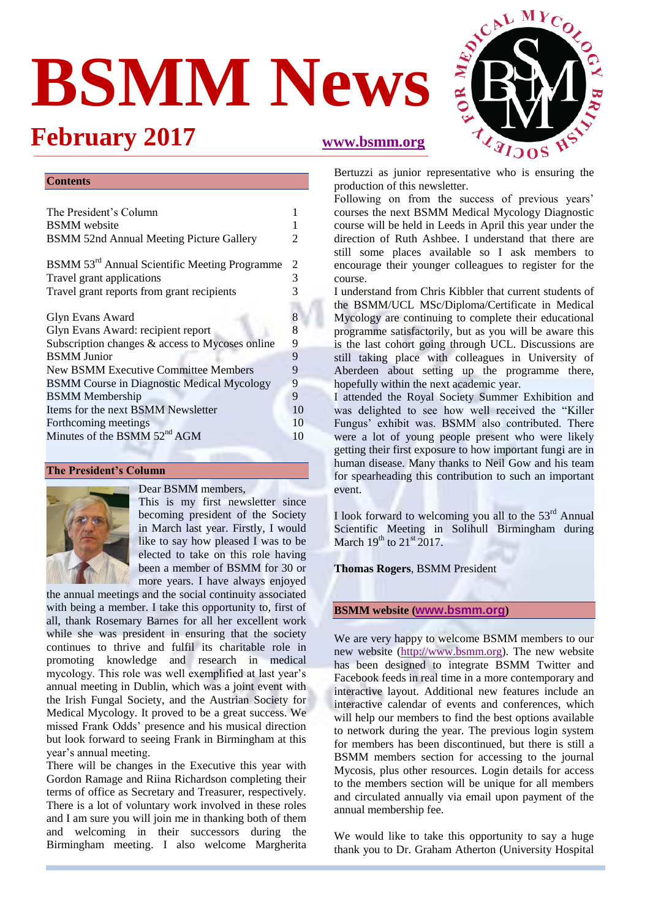# BSMM News

## February 2017

**www.bsmm.org**

### Contents

| | |
|---|---|
| The President's Column | 1 |
| BSMM website | 1 |
| BSMM 52nd Annual Meeting Picture Gallery | 2 |
| BSMM 53rd Annual Scientific Meeting Programme | 2 |
| Travel grant applications | 3 |
| Travel grant reports from grant recipients | 3 |
| Glyn Evans Award | 8 |
| Glyn Evans Award: recipient report | 8 |
| Subscription changes & access to Mycoses online | 9 |
| BSMM Junior | 9 |
| New BSMM Executive Committee Members | 9 |
| BSMM Course in Diagnostic Medical Mycology | 9 |
| BSMM Membership | 9 |
| Items for the next BSMM Newsletter | 10 |
| Forthcoming meetings | 10 |
| Minutes of the BSMM 52nd AGM | 10 |

### The President's Column

Dear BSMM members,

This is my first newsletter since becoming president of the Society in March last year. Firstly, I would like to say how pleased I was to be elected to take on this role having been a member of BSMM for 30 or more years. I have always enjoyed the annual meetings and the social continuity associated with being a member. I take this opportunity to, first of all, thank Rosemary Barnes for all her excellent work while she was president in ensuring that the society continues to thrive and fulfil its charitable role in promoting knowledge and research in medical mycology. This role was well exemplified at last year's annual meeting in Dublin, which was a joint event with the Irish Fungal Society, and the Austrian Society for Medical Mycology. It proved to be a great success. We missed Frank Odds' presence and his musical direction but look forward to seeing Frank in Birmingham at this year's annual meeting.

There will be changes in the Executive this year with Gordon Ramage and Riina Richardson completing their terms of office as Secretary and Treasurer, respectively. There is a lot of voluntary work involved in these roles and I am sure you will join me in thanking both of them and welcoming in their successors during the Birmingham meeting. I also welcome Margherita Bertuzzi as junior representative who is ensuring the production of this newsletter.

Following on from the success of previous years' courses the next BSMM Medical Mycology Diagnostic course will be held in Leeds in April this year under the direction of Ruth Ashbee. I understand that there are still some places available so I ask members to encourage their younger colleagues to register for the course.

I understand from Chris Kibbler that current students of the BSMM/UCL MSc/Diploma/Certificate in Medical Mycology are continuing to complete their educational programme satisfactorily, but as you will be aware this is the last cohort going through UCL. Discussions are still taking place with colleagues in University of Aberdeen about setting up the programme there, hopefully within the next academic year.

I attended the Royal Society Summer Exhibition and was delighted to see how well received the "Killer Fungus' exhibit was. BSMM also contributed. There were a lot of young people present who were likely getting their first exposure to how important fungi are in human disease. Many thanks to Neil Gow and his team for spearheading this contribution to such an important event.

I look forward to welcoming you all to the 53rd Annual Scientific Meeting in Solihull Birmingham during March 19th to 21st 2017.

**Thomas Rogers**, BSMM President

### BSMM website (www.bsmm.org)

We are very happy to welcome BSMM members to our new website (http://www.bsmm.org). The new website has been designed to integrate BSMM Twitter and Facebook feeds in real time in a more contemporary and interactive layout. Additional new features include an interactive calendar of events and conferences, which will help our members to find the best options available to network during the year. The previous login system for members has been discontinued, but there is still a BSMM members section for accessing to the journal Mycosis, plus other resources. Login details for access to the members section will be unique for all members and circulated annually via email upon payment of the annual membership fee.

We would like to take this opportunity to say a huge thank you to Dr. Graham Atherton (University Hospital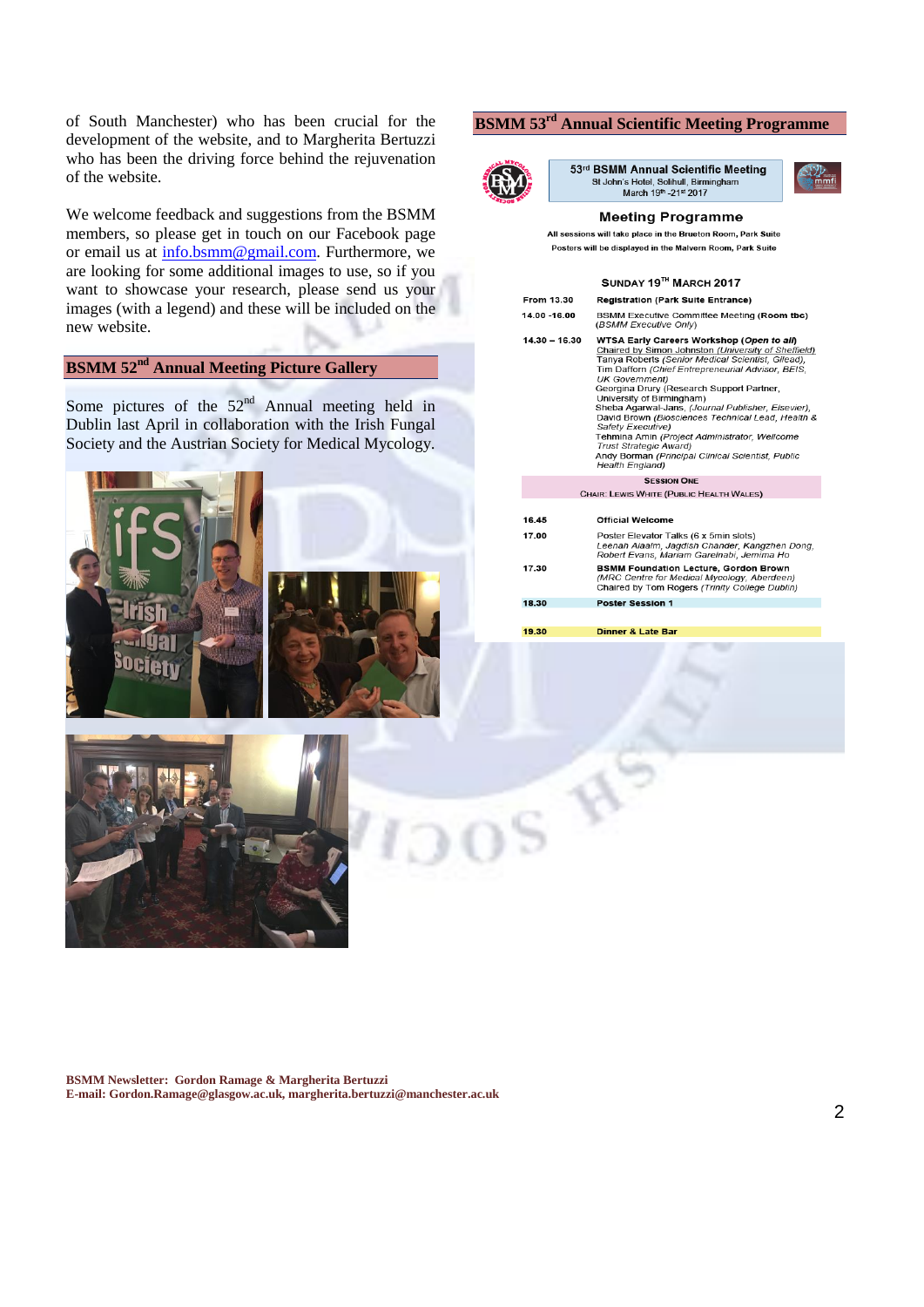of South Manchester) who has been crucial for the development of the website, and to Margherita Bertuzzi who has been the driving force behind the rejuvenation of the website.

We welcome feedback and suggestions from the BSMM members, so please get in touch on our Facebook page or email us at info.bsmm@gmail.com. Furthermore, we are looking for some additional images to use, so if you want to showcase your research, please send us your images (with a legend) and these will be included on the new website.

## BSMM 52nd Annual Meeting Picture Gallery

Some pictures of the 52nd Annual meeting held in Dublin last April in collaboration with the Irish Fungal Society and the Austrian Society for Medical Mycology.

## BSMM 53rd Annual Scientific Meeting Programme

**53rd BSMM Annual Scientific Meeting**
St John's Hotel, Solihull, Birmingham
March 19th -21st 2017

### Meeting Programme

**All sessions will take place in the Brueton Room, Park Suite**
**Posters will be displayed in the Malvern Room, Park Suite**

**SUNDAY 19TH MARCH 2017**

| | |
|---|---|
| From 13.30 | **Registration (Park Suite Entrance)** |
| 14.00 -16.00 | BSMM Executive Committee Meeting **(Room tbc)** (*BSMM Executive Only*) |
| **14.30 – 16.30** | **WTSA Early Careers Workshop (*Open to all*)**<br>Chaired by Simon Johnston (*University of Sheffield*)<br>Tanya Roberts (*Senior Medical Scientist, Gilead*),<br>Tim Dafforn (*Chief Entrepreneurial Advisor, BEIS, UK Government*)<br>Georgina Drury (Research Support Partner, University of Birmingham)<br>Sheba Agarwal-Jans, (*Journal Publisher, Elsevier*),<br>David Brown (*Biosciences Technical Lead, Health & Safety Executive*)<br>Tehmina Amin (*Project Administrator, Wellcome Trust Strategic Award*)<br>Andy Borman (*Principal Clinical Scientist, Public Health England*) |
| | **SESSION ONE**<br>CHAIR: LEWIS WHITE (PUBLIC HEALTH WALES) |
| **16.45** | **Official Welcome** |
| **17.00** | Poster Elevator Talks (6 x 5min slots)<br>*Leenan Alaalm, Jagdish Chander, Kangzhen Dong, Robert Evans, Mariam Garelnabi, Jemima Ho* |
| **17.30** | **BSMM Foundation Lecture, Gordon Brown**<br>(*MRC Centre for Medical Mycology, Aberdeen*)<br>Chaired by Tom Rogers (*Trinity College Dublin*) |
| **18.30** | **Poster Session 1** |
| **19.30** | **Dinner & Late Bar** |

**BSMM Newsletter: Gordon Ramage & Margherita Bertuzzi**
**E-mail: Gordon.Ramage@glasgow.ac.uk, margherita.bertuzzi@manchester.ac.uk**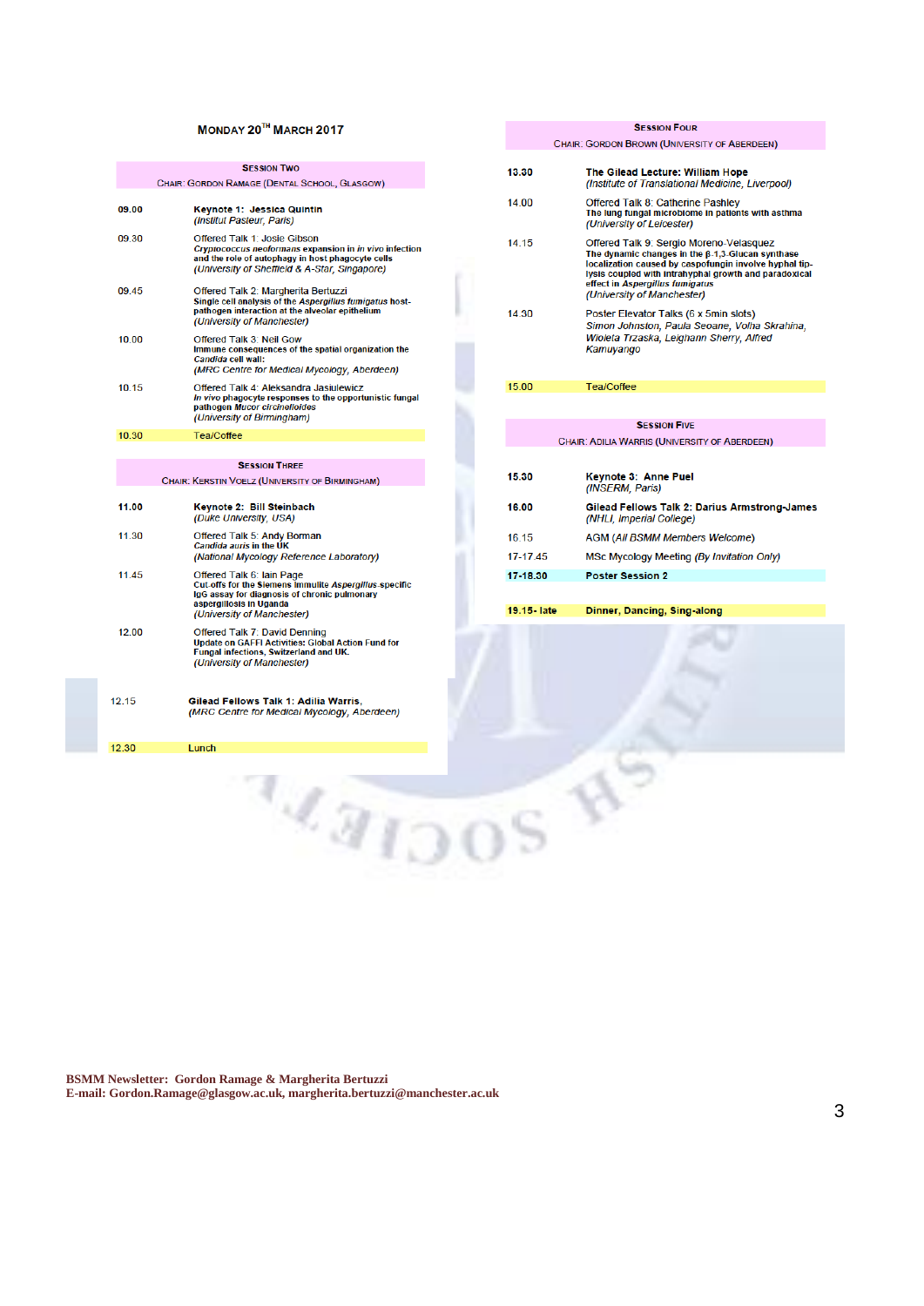## Monday 20th March 2017

### Session Two

Chair: Gordon Ramage (Dental School, Glasgow)

| | |
|---|---|
| **09.00** | **Keynote 1: Jessica Quintin** *(Institut Pasteur, Paris)* |
| 09.30 | Offered Talk 1: Josie Gibson **Cryptococcus neoformans expansion in in vivo infection and the role of autophagy in host phagocyte cells** *(University of Sheffield & A-Star, Singapore)* |
| 09.45 | Offered Talk 2: Margherita Bertuzzi **Single cell analysis of the Aspergillus fumigatus host-pathogen interaction at the alveolar epithelium** *(University of Manchester)* |
| 10.00 | Offered Talk 3: Neil Gow **Immune consequences of the spatial organization the Candida cell wall:** *(MRC Centre for Medical Mycology, Aberdeen)* |
| 10.15 | Offered Talk 4: Aleksandra Jasiulewicz **In vivo phagocyte responses to the opportunistic fungal pathogen Mucor circinelloides** *(University of Birmingham)* |
| 10.30 | Tea/Coffee |

### Session Three

Chair: Kerstin Voelz (University of Birmingham)

| | |
|---|---|
| **11.00** | **Keynote 2: Bill Steinbach** *(Duke University, USA)* |
| 11.30 | Offered Talk 5: Andy Borman **Candida auris in the UK** *(National Mycology Reference Laboratory)* |
| 11.45 | Offered Talk 6: Iain Page **Cut-offs for the Siemens Immulite Aspergillus-specific IgG assay for diagnosis of chronic pulmonary aspergillosis in Uganda** *(University of Manchester)* |
| 12.00 | Offered Talk 7: David Denning **Update on GAFFI Activities: Global Action Fund for Fungal infections, Switzerland and UK.** *(University of Manchester)* |
| 12.15 | **Gilead Fellows Talk 1: Adilia Warris,** *(MRC Centre for Medical Mycology, Aberdeen)* |
| 12.30 | Lunch |

### Session Four

Chair: Gordon Brown (University of Aberdeen)

| | |
|---|---|
| **13.30** | **The Gilead Lecture: William Hope** *(Institute of Translational Medicine, Liverpool)* |
| 14.00 | Offered Talk 8: Catherine Pashley **The lung fungal microbiome in patients with asthma** *(University of Leicester)* |
| 14.15 | Offered Talk 9: Sergio Moreno-Velasquez **The dynamic changes in the β-1,3-Glucan synthase localization caused by caspofungin involve hyphal tip-lysis coupled with intrahyphal growth and paradoxical effect in Aspergillus fumigatus** *(University of Manchester)* |
| 14.30 | Poster Elevator Talks (6 x 5min slots) *Simon Johnston, Paula Seoane, Volha Skrahina, Wioleta Trzaska, Leighann Sherry, Alfred Kamuyango* |
| 15.00 | Tea/Coffee |

### Session Five

Chair: Adilia Warris (University of Aberdeen)

| | |
|---|---|
| **15.30** | **Keynote 3: Anne Puel** *(INSERM, Paris)* |
| **16.00** | **Gilead Fellows Talk 2: Darius Armstrong-James** *(NHLI, Imperial College)* |
| 16.15 | AGM *(All BSMM Members Welcome)* |
| 17-17.45 | MSc Mycology Meeting *(By Invitation Only)* |
| **17-18.30** | **Poster Session 2** |
| **19.15- late** | **Dinner, Dancing, Sing-along** |

**BSMM Newsletter: Gordon Ramage & Margherita Bertuzzi**
**E-mail: Gordon.Ramage@glasgow.ac.uk, margherita.bertuzzi@manchester.ac.uk**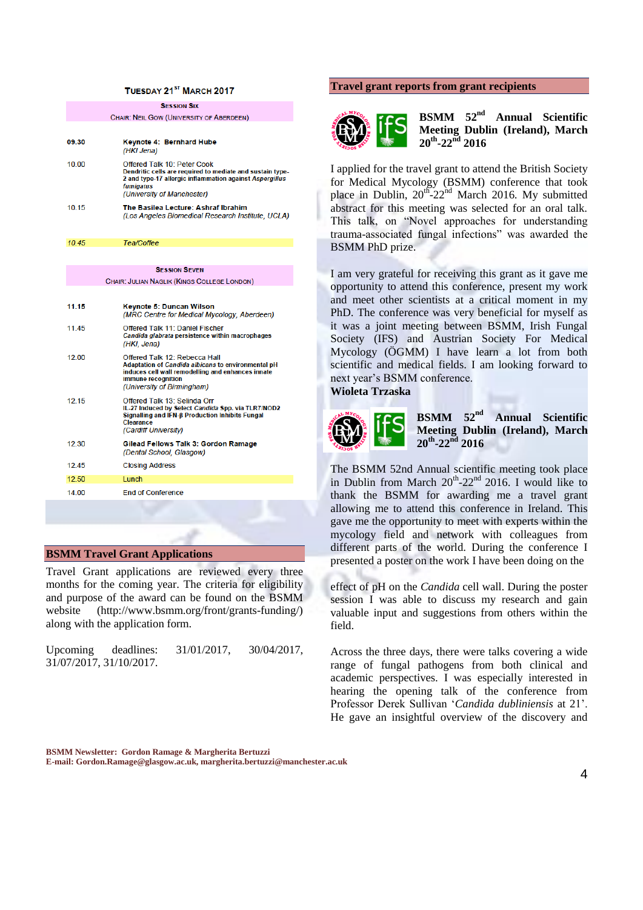### Tuesday 21st March 2017

| Time | Session Six |
|---|---|
| | Chair: Neil Gow (University of Aberdeen) |
| 09.30 | **Keynote 4: Bernhard Hube** *(HKI Jena)* |
| 10.00 | Offered Talk 10: Peter Cook **Dendritic cells are required to mediate and sustain type-2 and type-17 allergic inflammation against *Aspergillus fumigatus*** *(University of Manchester)* |
| 10.15 | **The Basilea Lecture: Ashraf Ibrahim** *(Los Angeles Biomedical Research Institute, UCLA)* |
| *10.45* | *Tea/Coffee* |

| Time | Session Seven |
|---|---|
| | Chair: Julian Naglik (Kings College London) |
| 11.15 | **Keynote 5: Duncan Wilson** *(MRC Centre for Medical Mycology, Aberdeen)* |
| 11.45 | Offered Talk 11: Daniel Fischer ***Candida glabrata* persistence within macrophages** *(HKI, Jena)* |
| 12.00 | Offered Talk 12: Rebecca Hall **Adaptation of *Candida albicans* to environmental pH induces cell wall remodelling and enhances innate immune recognition** *(University of Birmingham)* |
| 12.15 | Offered Talk 13: Selinda Orr **IL-27 Induced by Select *Candida* Spp. via TLR7/NOD2 Signalling and IFN-β Production Inhibits Fungal Clearance** *(Cardiff University)* |
| 12.30 | **Gilead Fellows Talk 3: Gordon Ramage** *(Dental School, Glasgow)* |
| 12.45 | Closing Address |
| 12.50 | Lunch |
| 14.00 | End of Conference |

## BSMM Travel Grant Applications

Travel Grant applications are reviewed every three months for the coming year. The criteria for eligibility and purpose of the award can be found on the BSMM website (http://www.bsmm.org/front/grants-funding/) along with the application form.

Upcoming deadlines: 31/01/2017, 30/04/2017, 31/07/2017, 31/10/2017.

## Travel grant reports from grant recipients

### BSMM 52nd Annual Scientific Meeting Dublin (Ireland), March 20th-22nd 2016

I applied for the travel grant to attend the British Society for Medical Mycology (BSMM) conference that took place in Dublin, 20th-22nd March 2016. My submitted abstract for this meeting was selected for an oral talk. This talk, on "Novel approaches for understanding trauma-associated fungal infections" was awarded the BSMM PhD prize.

I am very grateful for receiving this grant as it gave me opportunity to attend this conference, present my work and meet other scientists at a critical moment in my PhD. The conference was very beneficial for myself as it was a joint meeting between BSMM, Irish Fungal Society (IFS) and Austrian Society For Medical Mycology (ÖGMM) I have learn a lot from both scientific and medical fields. I am looking forward to next year's BSMM conference.

**Wioleta Trzaska**

### BSMM 52nd Annual Scientific Meeting Dublin (Ireland), March 20th-22nd 2016

The BSMM 52nd Annual scientific meeting took place in Dublin from March 20th-22nd 2016. I would like to thank the BSMM for awarding me a travel grant allowing me to attend this conference in Ireland. This gave me the opportunity to meet with experts within the mycology field and network with colleagues from different parts of the world. During the conference I presented a poster on the work I have been doing on the effect of pH on the *Candida* cell wall. During the poster session I was able to discuss my research and gain valuable input and suggestions from others within the field.

Across the three days, there were talks covering a wide range of fungal pathogens from both clinical and academic perspectives. I was especially interested in hearing the opening talk of the conference from Professor Derek Sullivan '*Candida dubliniensis* at 21'. He gave an insightful overview of the discovery and

**BSMM Newsletter: Gordon Ramage & Margherita Bertuzzi**
**E-mail: Gordon.Ramage@glasgow.ac.uk, margherita.bertuzzi@manchester.ac.uk**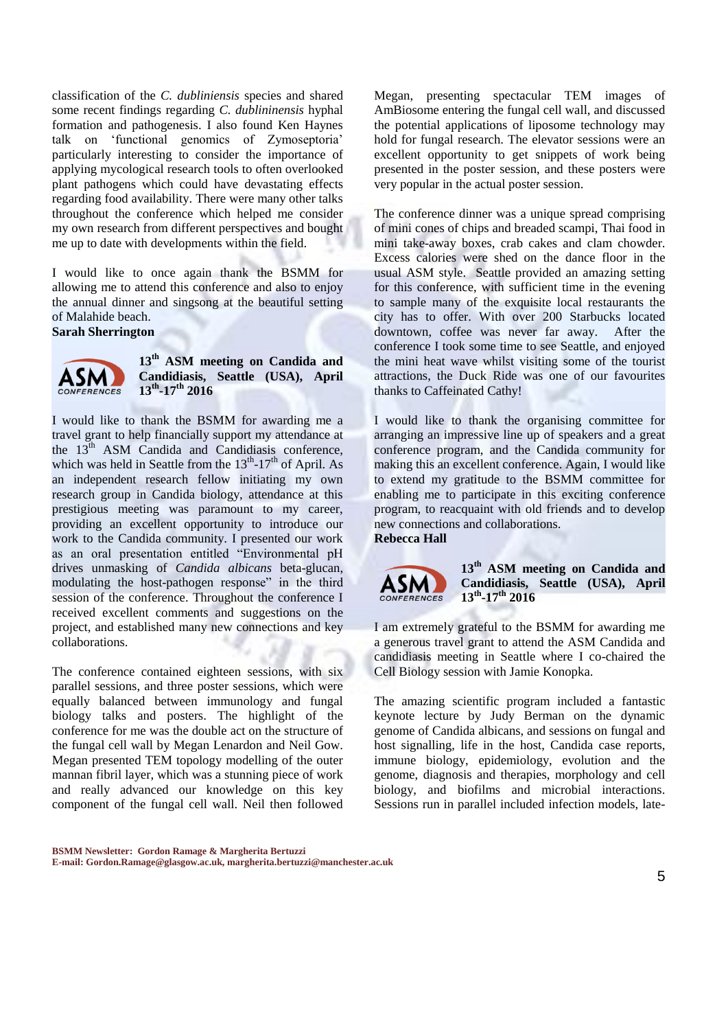classification of the *C. dubliniensis* species and shared some recent findings regarding *C. dublininensis* hyphal formation and pathogenesis. I also found Ken Haynes talk on 'functional genomics of Zymoseptoria' particularly interesting to consider the importance of applying mycological research tools to often overlooked plant pathogens which could have devastating effects regarding food availability. There were many other talks throughout the conference which helped me consider my own research from different perspectives and bought me up to date with developments within the field.

I would like to once again thank the BSMM for allowing me to attend this conference and also to enjoy the annual dinner and singsong at the beautiful setting of Malahide beach.

**Sarah Sherrington**

### 13th ASM meeting on Candida and Candidiasis, Seattle (USA), April 13th-17th 2016

I would like to thank the BSMM for awarding me a travel grant to help financially support my attendance at the 13th ASM Candida and Candidiasis conference, which was held in Seattle from the 13th-17th of April. As an independent research fellow initiating my own research group in Candida biology, attendance at this prestigious meeting was paramount to my career, providing an excellent opportunity to introduce our work to the Candida community. I presented our work as an oral presentation entitled "Environmental pH drives unmasking of *Candida albicans* beta-glucan, modulating the host-pathogen response" in the third session of the conference. Throughout the conference I received excellent comments and suggestions on the project, and established many new connections and key collaborations.

The conference contained eighteen sessions, with six parallel sessions, and three poster sessions, which were equally balanced between immunology and fungal biology talks and posters. The highlight of the conference for me was the double act on the structure of the fungal cell wall by Megan Lenardon and Neil Gow. Megan presented TEM topology modelling of the outer mannan fibril layer, which was a stunning piece of work and really advanced our knowledge on this key component of the fungal cell wall. Neil then followed Megan, presenting spectacular TEM images of AmBiosome entering the fungal cell wall, and discussed the potential applications of liposome technology may hold for fungal research. The elevator sessions were an excellent opportunity to get snippets of work being presented in the poster session, and these posters were very popular in the actual poster session.

The conference dinner was a unique spread comprising of mini cones of chips and breaded scampi, Thai food in mini take-away boxes, crab cakes and clam chowder. Excess calories were shed on the dance floor in the usual ASM style. Seattle provided an amazing setting for this conference, with sufficient time in the evening to sample many of the exquisite local restaurants the city has to offer. With over 200 Starbucks located downtown, coffee was never far away. After the conference I took some time to see Seattle, and enjoyed the mini heat wave whilst visiting some of the tourist attractions, the Duck Ride was one of our favourites thanks to Caffeinated Cathy!

I would like to thank the organising committee for arranging an impressive line up of speakers and a great conference program, and the Candida community for making this an excellent conference. Again, I would like to extend my gratitude to the BSMM committee for enabling me to participate in this exciting conference program, to reacquaint with old friends and to develop new connections and collaborations.

**Rebecca Hall**

### 13th ASM meeting on Candida and Candidiasis, Seattle (USA), April 13th-17th 2016

I am extremely grateful to the BSMM for awarding me a generous travel grant to attend the ASM Candida and candidiasis meeting in Seattle where I co-chaired the Cell Biology session with Jamie Konopka.

The amazing scientific program included a fantastic keynote lecture by Judy Berman on the dynamic genome of Candida albicans, and sessions on fungal and host signalling, life in the host, Candida case reports, immune biology, epidemiology, evolution and the genome, diagnosis and therapies, morphology and cell biology, and biofilms and microbial interactions. Sessions run in parallel included infection models, late-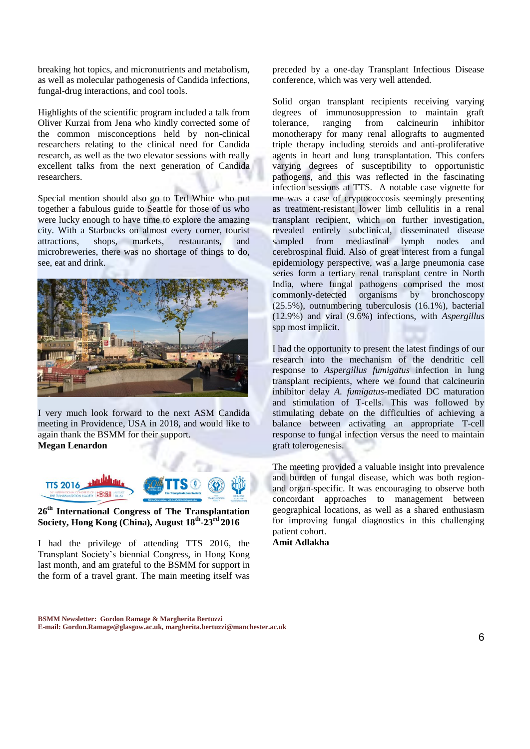breaking hot topics, and micronutrients and metabolism, as well as molecular pathogenesis of Candida infections, fungal-drug interactions, and cool tools.

Highlights of the scientific program included a talk from Oliver Kurzai from Jena who kindly corrected some of the common misconceptions held by non-clinical researchers relating to the clinical need for Candida research, as well as the two elevator sessions with really excellent talks from the next generation of Candida researchers.

Special mention should also go to Ted White who put together a fabulous guide to Seattle for those of us who were lucky enough to have time to explore the amazing city. With a Starbucks on almost every corner, tourist attractions, shops, markets, restaurants, and microbreweries, there was no shortage of things to do, see, eat and drink.

I very much look forward to the next ASM Candida meeting in Providence, USA in 2018, and would like to again thank the BSMM for their support.
**Megan Lenardon**

**26th International Congress of The Transplantation Society, Hong Kong (China), August 18th-23rd 2016**

I had the privilege of attending TTS 2016, the Transplant Society's biennial Congress, in Hong Kong last month, and am grateful to the BSMM for support in the form of a travel grant. The main meeting itself was preceded by a one-day Transplant Infectious Disease conference, which was very well attended.

Solid organ transplant recipients receiving varying degrees of immunosuppression to maintain graft tolerance, ranging from calcineurin inhibitor monotherapy for many renal allografts to augmented triple therapy including steroids and anti-proliferative agents in heart and lung transplantation. This confers varying degrees of susceptibility to opportunistic pathogens, and this was reflected in the fascinating infection sessions at TTS. A notable case vignette for me was a case of cryptococcosis seemingly presenting as treatment-resistant lower limb cellulitis in a renal transplant recipient, which on further investigation, revealed entirely subclinical, disseminated disease sampled from mediastinal lymph nodes and cerebrospinal fluid. Also of great interest from a fungal epidemiology perspective, was a large pneumonia case series form a tertiary renal transplant centre in North India, where fungal pathogens comprised the most commonly-detected organisms by bronchoscopy (25.5%), outnumbering tuberculosis (16.1%), bacterial (12.9%) and viral (9.6%) infections, with *Aspergillus* spp most implicit.

I had the opportunity to present the latest findings of our research into the mechanism of the dendritic cell response to *Aspergillus fumigatus* infection in lung transplant recipients, where we found that calcineurin inhibitor delay *A. fumigatus*-mediated DC maturation and stimulation of T-cells. This was followed by stimulating debate on the difficulties of achieving a balance between activating an appropriate T-cell response to fungal infection versus the need to maintain graft tolerogenesis.

The meeting provided a valuable insight into prevalence and burden of fungal disease, which was both region- and organ-specific. It was encouraging to observe both concordant approaches to management between geographical locations, as well as a shared enthusiasm for improving fungal diagnostics in this challenging patient cohort.
**Amit Adlakha**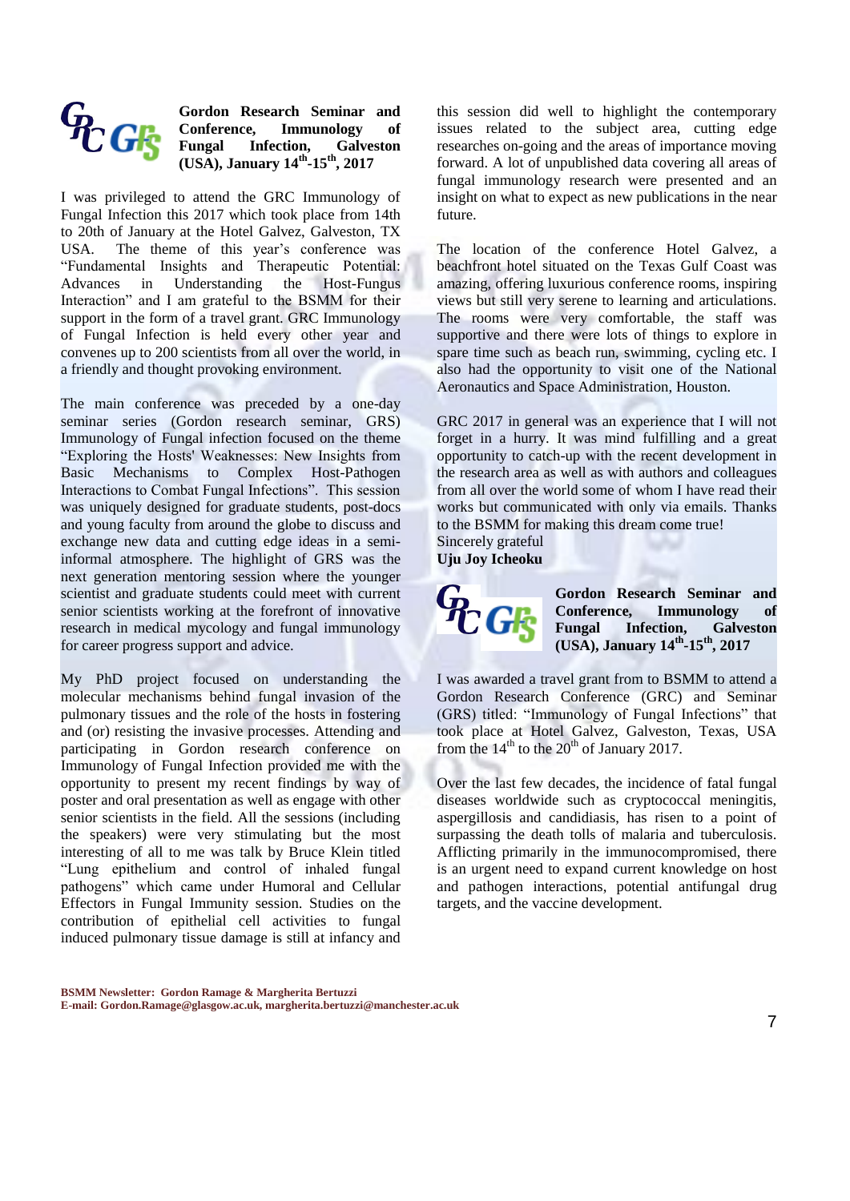### Gordon Research Seminar and Conference, Immunology of Fungal Infection, Galveston (USA), January 14th-15th, 2017

I was privileged to attend the GRC Immunology of Fungal Infection this 2017 which took place from 14th to 20th of January at the Hotel Galvez, Galveston, TX USA. The theme of this year's conference was "Fundamental Insights and Therapeutic Potential: Advances in Understanding the Host-Fungus Interaction" and I am grateful to the BSMM for their support in the form of a travel grant. GRC Immunology of Fungal Infection is held every other year and convenes up to 200 scientists from all over the world, in a friendly and thought provoking environment.

The main conference was preceded by a one-day seminar series (Gordon research seminar, GRS) Immunology of Fungal infection focused on the theme "Exploring the Hosts' Weaknesses: New Insights from Basic Mechanisms to Complex Host-Pathogen Interactions to Combat Fungal Infections". This session was uniquely designed for graduate students, post-docs and young faculty from around the globe to discuss and exchange new data and cutting edge ideas in a semi-informal atmosphere. The highlight of GRS was the next generation mentoring session where the younger scientist and graduate students could meet with current senior scientists working at the forefront of innovative research in medical mycology and fungal immunology for career progress support and advice.

My PhD project focused on understanding the molecular mechanisms behind fungal invasion of the pulmonary tissues and the role of the hosts in fostering and (or) resisting the invasive processes. Attending and participating in Gordon research conference on Immunology of Fungal Infection provided me with the opportunity to present my recent findings by way of poster and oral presentation as well as engage with other senior scientists in the field. All the sessions (including the speakers) were very stimulating but the most interesting of all to me was talk by Bruce Klein titled "Lung epithelium and control of inhaled fungal pathogens" which came under Humoral and Cellular Effectors in Fungal Immunity session. Studies on the contribution of epithelial cell activities to fungal induced pulmonary tissue damage is still at infancy and this session did well to highlight the contemporary issues related to the subject area, cutting edge researches on-going and the areas of importance moving forward. A lot of unpublished data covering all areas of fungal immunology research were presented and an insight on what to expect as new publications in the near future.

The location of the conference Hotel Galvez, a beachfront hotel situated on the Texas Gulf Coast was amazing, offering luxurious conference rooms, inspiring views but still very serene to learning and articulations. The rooms were very comfortable, the staff was supportive and there were lots of things to explore in spare time such as beach run, swimming, cycling etc. I also had the opportunity to visit one of the National Aeronautics and Space Administration, Houston.

GRC 2017 in general was an experience that I will not forget in a hurry. It was mind fulfilling and a great opportunity to catch-up with the recent development in the research area as well as with authors and colleagues from all over the world some of whom I have read their works but communicated with only via emails. Thanks to the BSMM for making this dream come true!

Sincerely grateful

**Uju Joy Icheoku**

### Gordon Research Seminar and Conference, Immunology of Fungal Infection, Galveston (USA), January 14th-15th, 2017

I was awarded a travel grant from to BSMM to attend a Gordon Research Conference (GRC) and Seminar (GRS) titled: "Immunology of Fungal Infections" that took place at Hotel Galvez, Galveston, Texas, USA from the 14th to the 20th of January 2017.

Over the last few decades, the incidence of fatal fungal diseases worldwide such as cryptococcal meningitis, aspergillosis and candidiasis, has risen to a point of surpassing the death tolls of malaria and tuberculosis. Afflicting primarily in the immunocompromised, there is an urgent need to expand current knowledge on host and pathogen interactions, potential antifungal drug targets, and the vaccine development.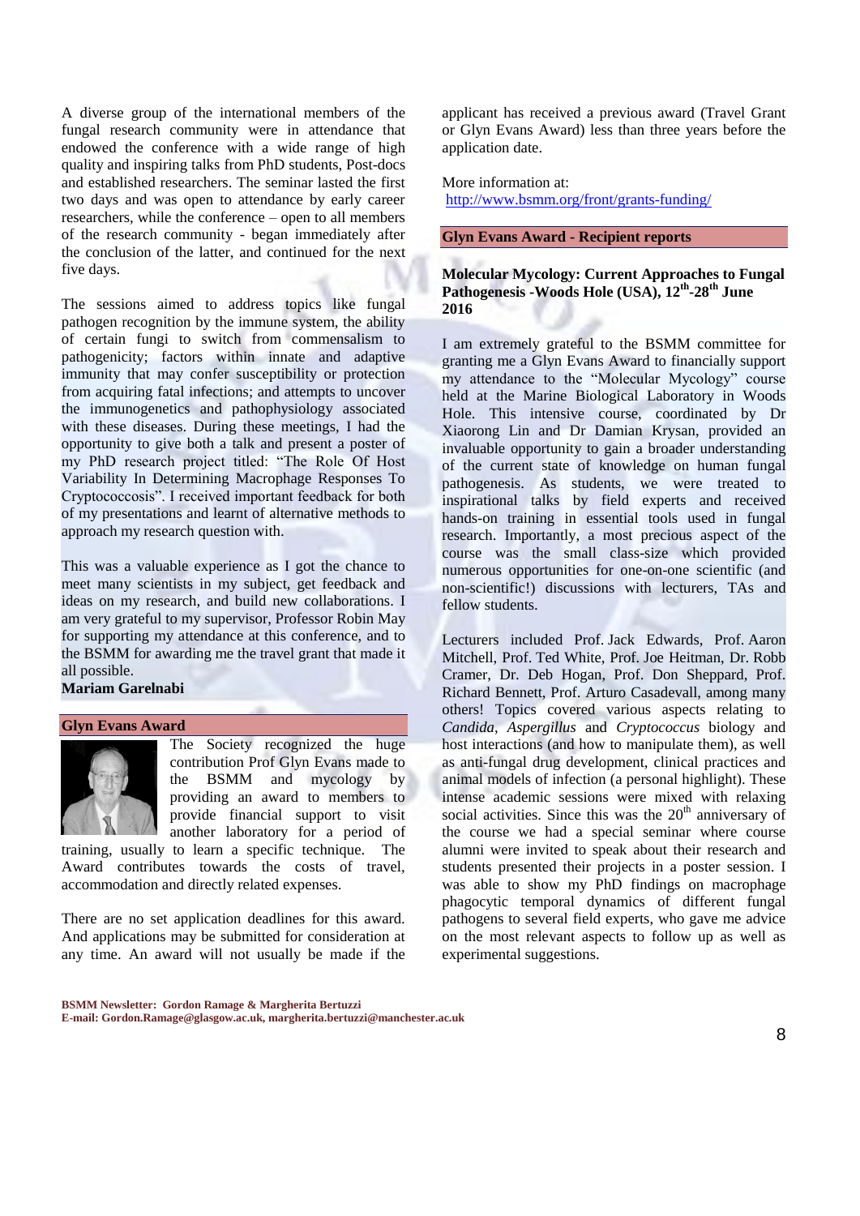A diverse group of the international members of the fungal research community were in attendance that endowed the conference with a wide range of high quality and inspiring talks from PhD students, Post-docs and established researchers. The seminar lasted the first two days and was open to attendance by early career researchers, while the conference – open to all members of the research community - began immediately after the conclusion of the latter, and continued for the next five days.

The sessions aimed to address topics like fungal pathogen recognition by the immune system, the ability of certain fungi to switch from commensalism to pathogenicity; factors within innate and adaptive immunity that may confer susceptibility or protection from acquiring fatal infections; and attempts to uncover the immunogenetics and pathophysiology associated with these diseases. During these meetings, I had the opportunity to give both a talk and present a poster of my PhD research project titled: "The Role Of Host Variability In Determining Macrophage Responses To Cryptococcosis". I received important feedback for both of my presentations and learnt of alternative methods to approach my research question with.

This was a valuable experience as I got the chance to meet many scientists in my subject, get feedback and ideas on my research, and build new collaborations. I am very grateful to my supervisor, Professor Robin May for supporting my attendance at this conference, and to the BSMM for awarding me the travel grant that made it all possible.

**Mariam Garelnabi**

## Glyn Evans Award

The Society recognized the huge contribution Prof Glyn Evans made to the BSMM and mycology by providing an award to members to provide financial support to visit another laboratory for a period of training, usually to learn a specific technique. The Award contributes towards the costs of travel, accommodation and directly related expenses.

There are no set application deadlines for this award. And applications may be submitted for consideration at any time. An award will not usually be made if the applicant has received a previous award (Travel Grant or Glyn Evans Award) less than three years before the application date.

More information at:
http://www.bsmm.org/front/grants-funding/

## Glyn Evans Award - Recipient reports

### Molecular Mycology: Current Approaches to Fungal Pathogenesis -Woods Hole (USA), 12th-28th June 2016

I am extremely grateful to the BSMM committee for granting me a Glyn Evans Award to financially support my attendance to the "Molecular Mycology" course held at the Marine Biological Laboratory in Woods Hole. This intensive course, coordinated by Dr Xiaorong Lin and Dr Damian Krysan, provided an invaluable opportunity to gain a broader understanding of the current state of knowledge on human fungal pathogenesis. As students, we were treated to inspirational talks by field experts and received hands-on training in essential tools used in fungal research. Importantly, a most precious aspect of the course was the small class-size which provided numerous opportunities for one-on-one scientific (and non-scientific!) discussions with lecturers, TAs and fellow students.

Lecturers included Prof. Jack Edwards, Prof. Aaron Mitchell, Prof. Ted White, Prof. Joe Heitman, Dr. Robb Cramer, Dr. Deb Hogan, Prof. Don Sheppard, Prof. Richard Bennett, Prof. Arturo Casadevall, among many others! Topics covered various aspects relating to *Candida*, *Aspergillus* and *Cryptococcus* biology and host interactions (and how to manipulate them), as well as anti-fungal drug development, clinical practices and animal models of infection (a personal highlight). These intense academic sessions were mixed with relaxing social activities. Since this was the 20th anniversary of the course we had a special seminar where course alumni were invited to speak about their research and students presented their projects in a poster session. I was able to show my PhD findings on macrophage phagocytic temporal dynamics of different fungal pathogens to several field experts, who gave me advice on the most relevant aspects to follow up as well as experimental suggestions.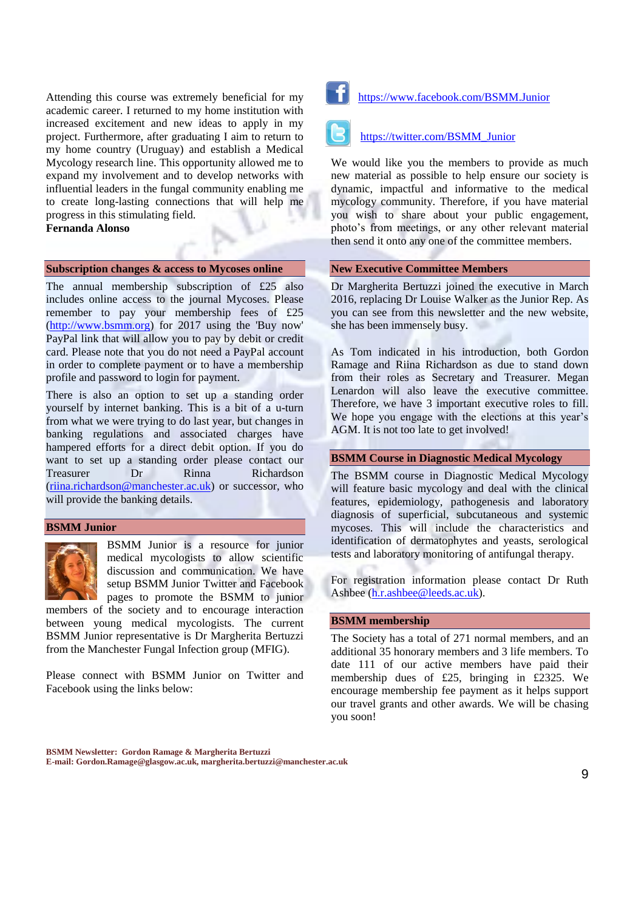Attending this course was extremely beneficial for my academic career. I returned to my home institution with increased excitement and new ideas to apply in my project. Furthermore, after graduating I aim to return to my home country (Uruguay) and establish a Medical Mycology research line. This opportunity allowed me to expand my involvement and to develop networks with influential leaders in the fungal community enabling me to create long-lasting connections that will help me progress in this stimulating field.
**Fernanda Alonso**

## Subscription changes & access to Mycoses online

The annual membership subscription of £25 also includes online access to the journal Mycoses. Please remember to pay your membership fees of £25 (http://www.bsmm.org) for 2017 using the 'Buy now' PayPal link that will allow you to pay by debit or credit card. Please note that you do not need a PayPal account in order to complete payment or to have a membership profile and password to login for payment.

There is also an option to set up a standing order yourself by internet banking. This is a bit of a u-turn from what we were trying to do last year, but changes in banking regulations and associated charges have hampered efforts for a direct debit option. If you do want to set up a standing order please contact our Treasurer Dr Rinna Richardson (riina.richardson@manchester.ac.uk) or successor, who will provide the banking details.

## BSMM Junior

BSMM Junior is a resource for junior medical mycologists to allow scientific discussion and communication. We have setup BSMM Junior Twitter and Facebook pages to promote the BSMM to junior members of the society and to encourage interaction between young medical mycologists. The current BSMM Junior representative is Dr Margherita Bertuzzi from the Manchester Fungal Infection group (MFIG).

Please connect with BSMM Junior on Twitter and Facebook using the links below:

https://www.facebook.com/BSMM.Junior

https://twitter.com/BSMM_Junior

We would like you the members to provide as much new material as possible to help ensure our society is dynamic, impactful and informative to the medical mycology community. Therefore, if you have material you wish to share about your public engagement, photo's from meetings, or any other relevant material then send it onto any one of the committee members.

## New Executive Committee Members

Dr Margherita Bertuzzi joined the executive in March 2016, replacing Dr Louise Walker as the Junior Rep. As you can see from this newsletter and the new website, she has been immensely busy.

As Tom indicated in his introduction, both Gordon Ramage and Riina Richardson as due to stand down from their roles as Secretary and Treasurer. Megan Lenardon will also leave the executive committee. Therefore, we have 3 important executive roles to fill. We hope you engage with the elections at this year's AGM. It is not too late to get involved!

## BSMM Course in Diagnostic Medical Mycology

The BSMM course in Diagnostic Medical Mycology will feature basic mycology and deal with the clinical features, epidemiology, pathogenesis and laboratory diagnosis of superficial, subcutaneous and systemic mycoses. This will include the characteristics and identification of dermatophytes and yeasts, serological tests and laboratory monitoring of antifungal therapy.

For registration information please contact Dr Ruth Ashbee (h.r.ashbee@leeds.ac.uk).

## BSMM membership

The Society has a total of 271 normal members, and an additional 35 honorary members and 3 life members. To date 111 of our active members have paid their membership dues of £25, bringing in £2325. We encourage membership fee payment as it helps support our travel grants and other awards. We will be chasing you soon!

**BSMM Newsletter: Gordon Ramage & Margherita Bertuzzi**
**E-mail: Gordon.Ramage@glasgow.ac.uk, margherita.bertuzzi@manchester.ac.uk**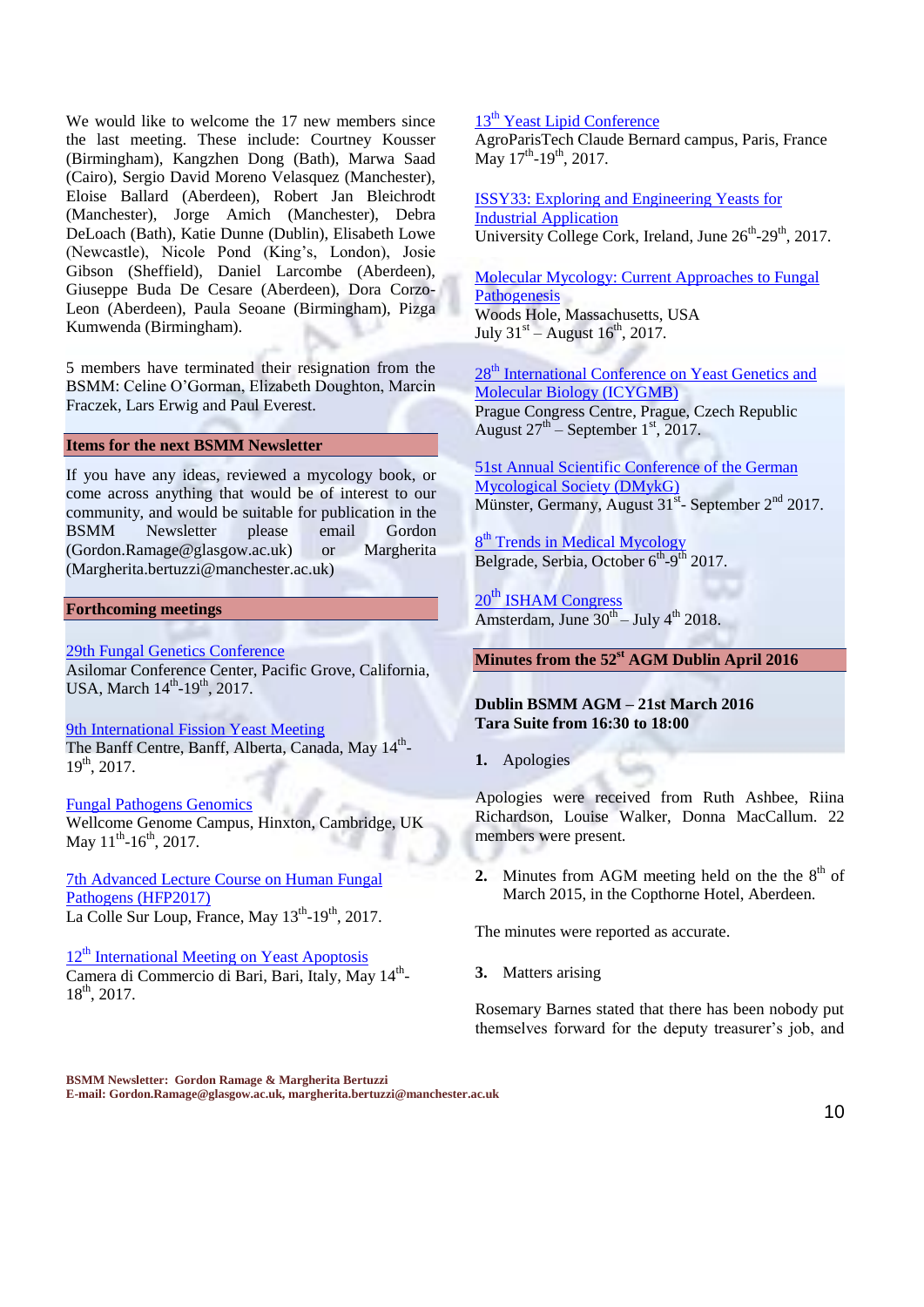We would like to welcome the 17 new members since the last meeting. These include: Courtney Kousser (Birmingham), Kangzhen Dong (Bath), Marwa Saad (Cairo), Sergio David Moreno Velasquez (Manchester), Eloise Ballard (Aberdeen), Robert Jan Bleichrodt (Manchester), Jorge Amich (Manchester), Debra DeLoach (Bath), Katie Dunne (Dublin), Elisabeth Lowe (Newcastle), Nicole Pond (King's, London), Josie Gibson (Sheffield), Daniel Larcombe (Aberdeen), Giuseppe Buda De Cesare (Aberdeen), Dora Corzo-Leon (Aberdeen), Paula Seoane (Birmingham), Pizga Kumwenda (Birmingham).

5 members have terminated their resignation from the BSMM: Celine O'Gorman, Elizabeth Doughton, Marcin Fraczek, Lars Erwig and Paul Everest.

## Items for the next BSMM Newsletter

If you have any ideas, reviewed a mycology book, or come across anything that would be of interest to our community, and would be suitable for publication in the BSMM Newsletter please email Gordon (Gordon.Ramage@glasgow.ac.uk) or Margherita (Margherita.bertuzzi@manchester.ac.uk)

## Forthcoming meetings

29th Fungal Genetics Conference
Asilomar Conference Center, Pacific Grove, California, USA, March 14th-19th, 2017.

9th International Fission Yeast Meeting
The Banff Centre, Banff, Alberta, Canada, May 14th-19th, 2017.

Fungal Pathogens Genomics
Wellcome Genome Campus, Hinxton, Cambridge, UK May 11th-16th, 2017.

7th Advanced Lecture Course on Human Fungal Pathogens (HFP2017)
La Colle Sur Loup, France, May 13th-19th, 2017.

12th International Meeting on Yeast Apoptosis
Camera di Commercio di Bari, Bari, Italy, May 14th-18th, 2017.

13th Yeast Lipid Conference
AgroParisTech Claude Bernard campus, Paris, France May 17th-19th, 2017.

ISSY33: Exploring and Engineering Yeasts for Industrial Application
University College Cork, Ireland, June 26th-29th, 2017.

Molecular Mycology: Current Approaches to Fungal Pathogenesis
Woods Hole, Massachusetts, USA
July 31st – August 16th, 2017.

28th International Conference on Yeast Genetics and Molecular Biology (ICYGMB)
Prague Congress Centre, Prague, Czech Republic
August 27th – September 1st, 2017.

51st Annual Scientific Conference of the German Mycological Society (DMykG)
Münster, Germany, August 31st- September 2nd 2017.

8th Trends in Medical Mycology
Belgrade, Serbia, October 6th-9th 2017.

20th ISHAM Congress
Amsterdam, June 30th – July 4th 2018.

## Minutes from the 52st AGM Dublin April 2016

**Dublin BSMM AGM – 21st March 2016**
**Tara Suite from 16:30 to 18:00**

1. Apologies

Apologies were received from Ruth Ashbee, Riina Richardson, Louise Walker, Donna MacCallum. 22 members were present.

2. Minutes from AGM meeting held on the the 8th of March 2015, in the Copthorne Hotel, Aberdeen.

The minutes were reported as accurate.

3. Matters arising

Rosemary Barnes stated that there has been nobody put themselves forward for the deputy treasurer's job, and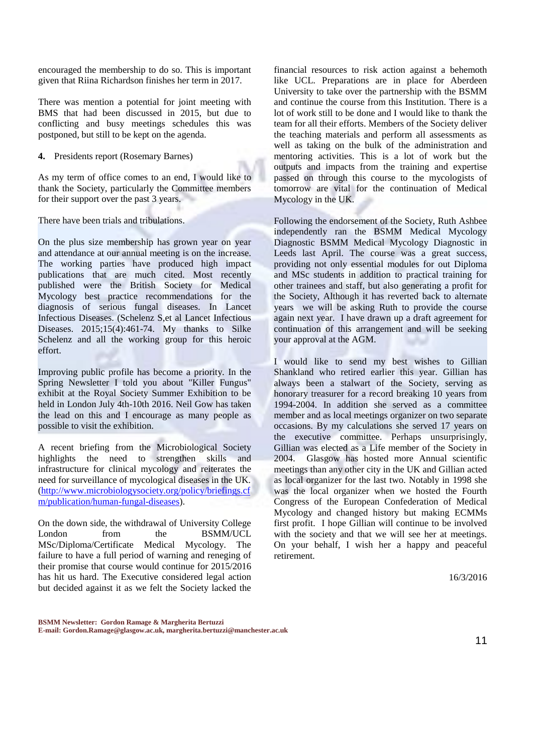encouraged the membership to do so. This is important given that Riina Richardson finishes her term in 2017.

There was mention a potential for joint meeting with BMS that had been discussed in 2015, but due to conflicting and busy meetings schedules this was postponed, but still to be kept on the agenda.

**4.** Presidents report (Rosemary Barnes)

As my term of office comes to an end, I would like to thank the Society, particularly the Committee members for their support over the past 3 years.

There have been trials and tribulations.

On the plus size membership has grown year on year and attendance at our annual meeting is on the increase. The working parties have produced high impact publications that are much cited. Most recently published were the British Society for Medical Mycology best practice recommendations for the diagnosis of serious fungal diseases. In Lancet Infectious Diseases. (Schelenz S,et al Lancet Infectious Diseases. 2015;15(4):461-74. My thanks to Silke Schelenz and all the working group for this heroic effort.

Improving public profile has become a priority. In the Spring Newsletter I told you about "Killer Fungus" exhibit at the Royal Society Summer Exhibition to be held in London July 4th-10th 2016. Neil Gow has taken the lead on this and I encourage as many people as possible to visit the exhibition.

A recent briefing from the Microbiological Society highlights the need to strengthen skills and infrastructure for clinical mycology and reiterates the need for surveillance of mycological diseases in the UK. (http://www.microbiologysociety.org/policy/briefings.cfm/publication/human-fungal-diseases).

On the down side, the withdrawal of University College London from the BSMM/UCL MSc/Diploma/Certificate Medical Mycology. The failure to have a full period of warning and reneging of their promise that course would continue for 2015/2016 has hit us hard. The Executive considered legal action but decided against it as we felt the Society lacked the financial resources to risk action against a behemoth like UCL. Preparations are in place for Aberdeen University to take over the partnership with the BSMM and continue the course from this Institution. There is a lot of work still to be done and I would like to thank the team for all their efforts. Members of the Society deliver the teaching materials and perform all assessments as well as taking on the bulk of the administration and mentoring activities. This is a lot of work but the outputs and impacts from the training and expertise passed on through this course to the mycologists of tomorrow are vital for the continuation of Medical Mycology in the UK.

Following the endorsement of the Society, Ruth Ashbee independently ran the BSMM Medical Mycology Diagnostic BSMM Medical Mycology Diagnostic in Leeds last April. The course was a great success, providing not only essential modules for out Diploma and MSc students in addition to practical training for other trainees and staff, but also generating a profit for the Society, Although it has reverted back to alternate years we will be asking Ruth to provide the course again next year. I have drawn up a draft agreement for continuation of this arrangement and will be seeking your approval at the AGM.

I would like to send my best wishes to Gillian Shankland who retired earlier this year. Gillian has always been a stalwart of the Society, serving as honorary treasurer for a record breaking 10 years from 1994-2004. In addition she served as a committee member and as local meetings organizer on two separate occasions. By my calculations she served 17 years on the executive committee. Perhaps unsurprisingly, Gillian was elected as a Life member of the Society in 2004. Glasgow has hosted more Annual scientific meetings than any other city in the UK and Gillian acted as local organizer for the last two. Notably in 1998 she was the local organizer when we hosted the Fourth Congress of the European Confederation of Medical Mycology and changed history but making ECMMs first profit. I hope Gillian will continue to be involved with the society and that we will see her at meetings. On your behalf, I wish her a happy and peaceful retirement.

16/3/2016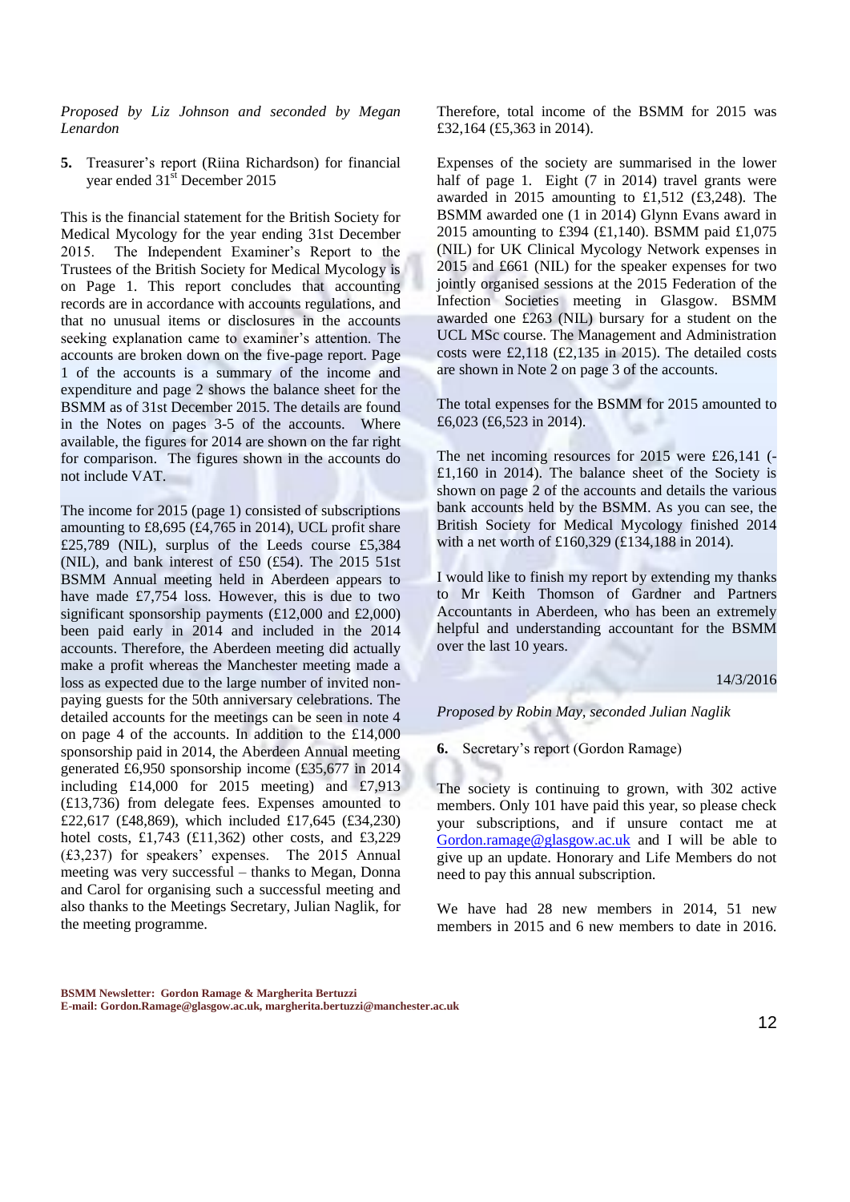*Proposed by Liz Johnson and seconded by Megan Lenardon*

**5.** Treasurer's report (Riina Richardson) for financial year ended 31st December 2015

This is the financial statement for the British Society for Medical Mycology for the year ending 31st December 2015. The Independent Examiner's Report to the Trustees of the British Society for Medical Mycology is on Page 1. This report concludes that accounting records are in accordance with accounts regulations, and that no unusual items or disclosures in the accounts seeking explanation came to examiner's attention. The accounts are broken down on the five-page report. Page 1 of the accounts is a summary of the income and expenditure and page 2 shows the balance sheet for the BSMM as of 31st December 2015. The details are found in the Notes on pages 3-5 of the accounts. Where available, the figures for 2014 are shown on the far right for comparison. The figures shown in the accounts do not include VAT.

The income for 2015 (page 1) consisted of subscriptions amounting to £8,695 (£4,765 in 2014), UCL profit share £25,789 (NIL), surplus of the Leeds course £5,384 (NIL), and bank interest of £50 (£54). The 2015 51st BSMM Annual meeting held in Aberdeen appears to have made £7,754 loss. However, this is due to two significant sponsorship payments (£12,000 and £2,000) been paid early in 2014 and included in the 2014 accounts. Therefore, the Aberdeen meeting did actually make a profit whereas the Manchester meeting made a loss as expected due to the large number of invited non-paying guests for the 50th anniversary celebrations. The detailed accounts for the meetings can be seen in note 4 on page 4 of the accounts. In addition to the £14,000 sponsorship paid in 2014, the Aberdeen Annual meeting generated £6,950 sponsorship income (£35,677 in 2014 including £14,000 for 2015 meeting) and £7,913 (£13,736) from delegate fees. Expenses amounted to £22,617 (£48,869), which included £17,645 (£34,230) hotel costs, £1,743 (£11,362) other costs, and £3,229 (£3,237) for speakers' expenses. The 2015 Annual meeting was very successful – thanks to Megan, Donna and Carol for organising such a successful meeting and also thanks to the Meetings Secretary, Julian Naglik, for the meeting programme.

Therefore, total income of the BSMM for 2015 was £32,164 (£5,363 in 2014).

Expenses of the society are summarised in the lower half of page 1. Eight (7 in 2014) travel grants were awarded in 2015 amounting to £1,512 (£3,248). The BSMM awarded one (1 in 2014) Glynn Evans award in 2015 amounting to £394 (£1,140). BSMM paid £1,075 (NIL) for UK Clinical Mycology Network expenses in 2015 and £661 (NIL) for the speaker expenses for two jointly organised sessions at the 2015 Federation of the Infection Societies meeting in Glasgow. BSMM awarded one £263 (NIL) bursary for a student on the UCL MSc course. The Management and Administration costs were £2,118 (£2,135 in 2015). The detailed costs are shown in Note 2 on page 3 of the accounts.

The total expenses for the BSMM for 2015 amounted to £6,023 (£6,523 in 2014).

The net incoming resources for 2015 were £26,141 (-£1,160 in 2014). The balance sheet of the Society is shown on page 2 of the accounts and details the various bank accounts held by the BSMM. As you can see, the British Society for Medical Mycology finished 2014 with a net worth of £160,329 (£134,188 in 2014).

I would like to finish my report by extending my thanks to Mr Keith Thomson of Gardner and Partners Accountants in Aberdeen, who has been an extremely helpful and understanding accountant for the BSMM over the last 10 years.

14/3/2016

*Proposed by Robin May, seconded Julian Naglik*

**6.** Secretary's report (Gordon Ramage)

The society is continuing to grown, with 302 active members. Only 101 have paid this year, so please check your subscriptions, and if unsure contact me at Gordon.ramage@glasgow.ac.uk and I will be able to give up an update. Honorary and Life Members do not need to pay this annual subscription.

We have had 28 new members in 2014, 51 new members in 2015 and 6 new members to date in 2016.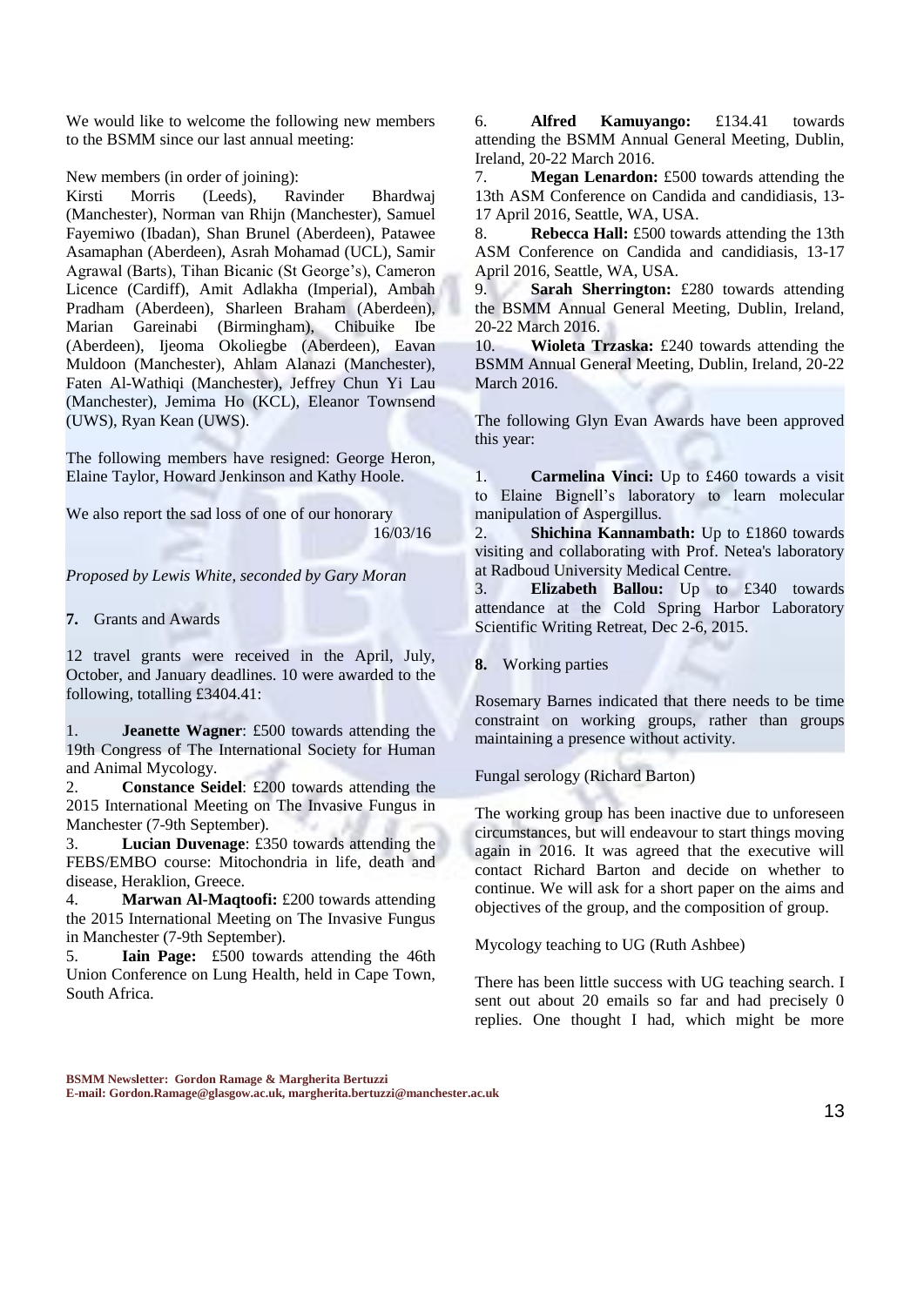We would like to welcome the following new members to the BSMM since our last annual meeting:

New members (in order of joining):
Kirsti Morris (Leeds), Ravinder Bhardwaj (Manchester), Norman van Rhijn (Manchester), Samuel Fayemiwo (Ibadan), Shan Brunel (Aberdeen), Patawee Asamaphan (Aberdeen), Asrah Mohamad (UCL), Samir Agrawal (Barts), Tihan Bicanic (St George's), Cameron Licence (Cardiff), Amit Adlakha (Imperial), Ambah Pradham (Aberdeen), Sharleen Braham (Aberdeen), Marian Gareinabi (Birmingham), Chibuike Ibe (Aberdeen), Ijeoma Okoliegbe (Aberdeen), Eavan Muldoon (Manchester), Ahlam Alanazi (Manchester), Faten Al-Wathiqi (Manchester), Jeffrey Chun Yi Lau (Manchester), Jemima Ho (KCL), Eleanor Townsend (UWS), Ryan Kean (UWS).

The following members have resigned: George Heron, Elaine Taylor, Howard Jenkinson and Kathy Hoole.

We also report the sad loss of one of our honorary 16/03/16

*Proposed by Lewis White, seconded by Gary Moran*

**7.** Grants and Awards

12 travel grants were received in the April, July, October, and January deadlines. 10 were awarded to the following, totalling £3404.41:

1. **Jeanette Wagner**: £500 towards attending the 19th Congress of The International Society for Human and Animal Mycology.
2. **Constance Seidel**: £200 towards attending the 2015 International Meeting on The Invasive Fungus in Manchester (7-9th September).
3. **Lucian Duvenage**: £350 towards attending the FEBS/EMBO course: Mitochondria in life, death and disease, Heraklion, Greece.
4. **Marwan Al-Maqtoofi:** £200 towards attending the 2015 International Meeting on The Invasive Fungus in Manchester (7-9th September).
5. **Iain Page:** £500 towards attending the 46th Union Conference on Lung Health, held in Cape Town, South Africa.
6. **Alfred Kamuyango:** £134.41 towards attending the BSMM Annual General Meeting, Dublin, Ireland, 20-22 March 2016.
7. **Megan Lenardon:** £500 towards attending the 13th ASM Conference on Candida and candidiasis, 13-17 April 2016, Seattle, WA, USA.
8. **Rebecca Hall:** £500 towards attending the 13th ASM Conference on Candida and candidiasis, 13-17 April 2016, Seattle, WA, USA.
9. **Sarah Sherrington:** £280 towards attending the BSMM Annual General Meeting, Dublin, Ireland, 20-22 March 2016.
10. **Wioleta Trzaska:** £240 towards attending the BSMM Annual General Meeting, Dublin, Ireland, 20-22 March 2016.

The following Glyn Evan Awards have been approved this year:

1. **Carmelina Vinci:** Up to £460 towards a visit to Elaine Bignell's laboratory to learn molecular manipulation of Aspergillus.
2. **Shichina Kannambath:** Up to £1860 towards visiting and collaborating with Prof. Netea's laboratory at Radboud University Medical Centre.
3. **Elizabeth Ballou:** Up to £340 towards attendance at the Cold Spring Harbor Laboratory Scientific Writing Retreat, Dec 2-6, 2015.

**8.** Working parties

Rosemary Barnes indicated that there needs to be time constraint on working groups, rather than groups maintaining a presence without activity.

Fungal serology (Richard Barton)

The working group has been inactive due to unforeseen circumstances, but will endeavour to start things moving again in 2016. It was agreed that the executive will contact Richard Barton and decide on whether to continue. We will ask for a short paper on the aims and objectives of the group, and the composition of group.

Mycology teaching to UG (Ruth Ashbee)

There has been little success with UG teaching search. I sent out about 20 emails so far and had precisely 0 replies. One thought I had, which might be more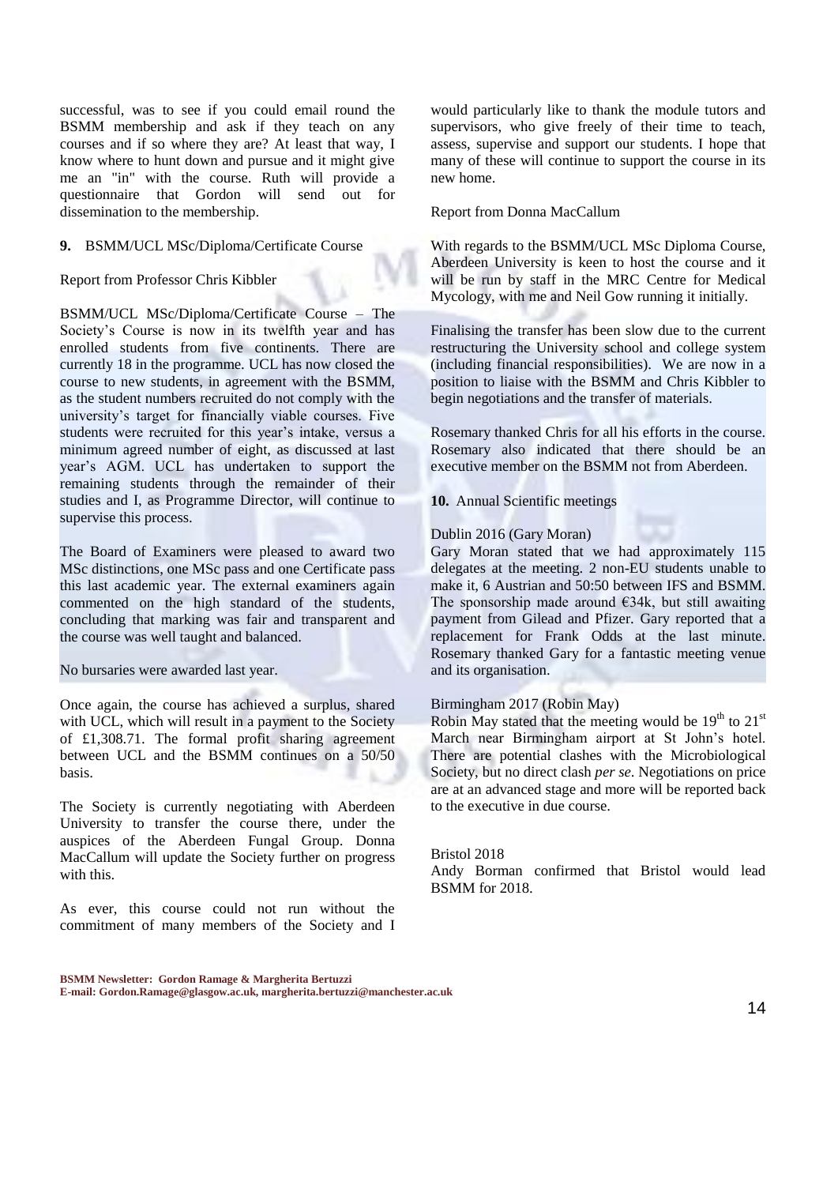successful, was to see if you could email round the BSMM membership and ask if they teach on any courses and if so where they are? At least that way, I know where to hunt down and pursue and it might give me an "in" with the course. Ruth will provide a questionnaire that Gordon will send out for dissemination to the membership.

**9.** BSMM/UCL MSc/Diploma/Certificate Course

Report from Professor Chris Kibbler

BSMM/UCL MSc/Diploma/Certificate Course – The Society's Course is now in its twelfth year and has enrolled students from five continents. There are currently 18 in the programme. UCL has now closed the course to new students, in agreement with the BSMM, as the student numbers recruited do not comply with the university's target for financially viable courses. Five students were recruited for this year's intake, versus a minimum agreed number of eight, as discussed at last year's AGM. UCL has undertaken to support the remaining students through the remainder of their studies and I, as Programme Director, will continue to supervise this process.

The Board of Examiners were pleased to award two MSc distinctions, one MSc pass and one Certificate pass this last academic year. The external examiners again commented on the high standard of the students, concluding that marking was fair and transparent and the course was well taught and balanced.

No bursaries were awarded last year.

Once again, the course has achieved a surplus, shared with UCL, which will result in a payment to the Society of £1,308.71. The formal profit sharing agreement between UCL and the BSMM continues on a 50/50 basis.

The Society is currently negotiating with Aberdeen University to transfer the course there, under the auspices of the Aberdeen Fungal Group. Donna MacCallum will update the Society further on progress with this.

As ever, this course could not run without the commitment of many members of the Society and I would particularly like to thank the module tutors and supervisors, who give freely of their time to teach, assess, supervise and support our students. I hope that many of these will continue to support the course in its new home.

Report from Donna MacCallum

With regards to the BSMM/UCL MSc Diploma Course, Aberdeen University is keen to host the course and it will be run by staff in the MRC Centre for Medical Mycology, with me and Neil Gow running it initially.

Finalising the transfer has been slow due to the current restructuring the University school and college system (including financial responsibilities). We are now in a position to liaise with the BSMM and Chris Kibbler to begin negotiations and the transfer of materials.

Rosemary thanked Chris for all his efforts in the course. Rosemary also indicated that there should be an executive member on the BSMM not from Aberdeen.

**10.** Annual Scientific meetings

Dublin 2016 (Gary Moran)
Gary Moran stated that we had approximately 115 delegates at the meeting. 2 non-EU students unable to make it, 6 Austrian and 50:50 between IFS and BSMM. The sponsorship made around €34k, but still awaiting payment from Gilead and Pfizer. Gary reported that a replacement for Frank Odds at the last minute. Rosemary thanked Gary for a fantastic meeting venue and its organisation.

Birmingham 2017 (Robin May)
Robin May stated that the meeting would be 19th to 21st March near Birmingham airport at St John's hotel. There are potential clashes with the Microbiological Society, but no direct clash *per se*. Negotiations on price are at an advanced stage and more will be reported back to the executive in due course.

Bristol 2018
Andy Borman confirmed that Bristol would lead BSMM for 2018.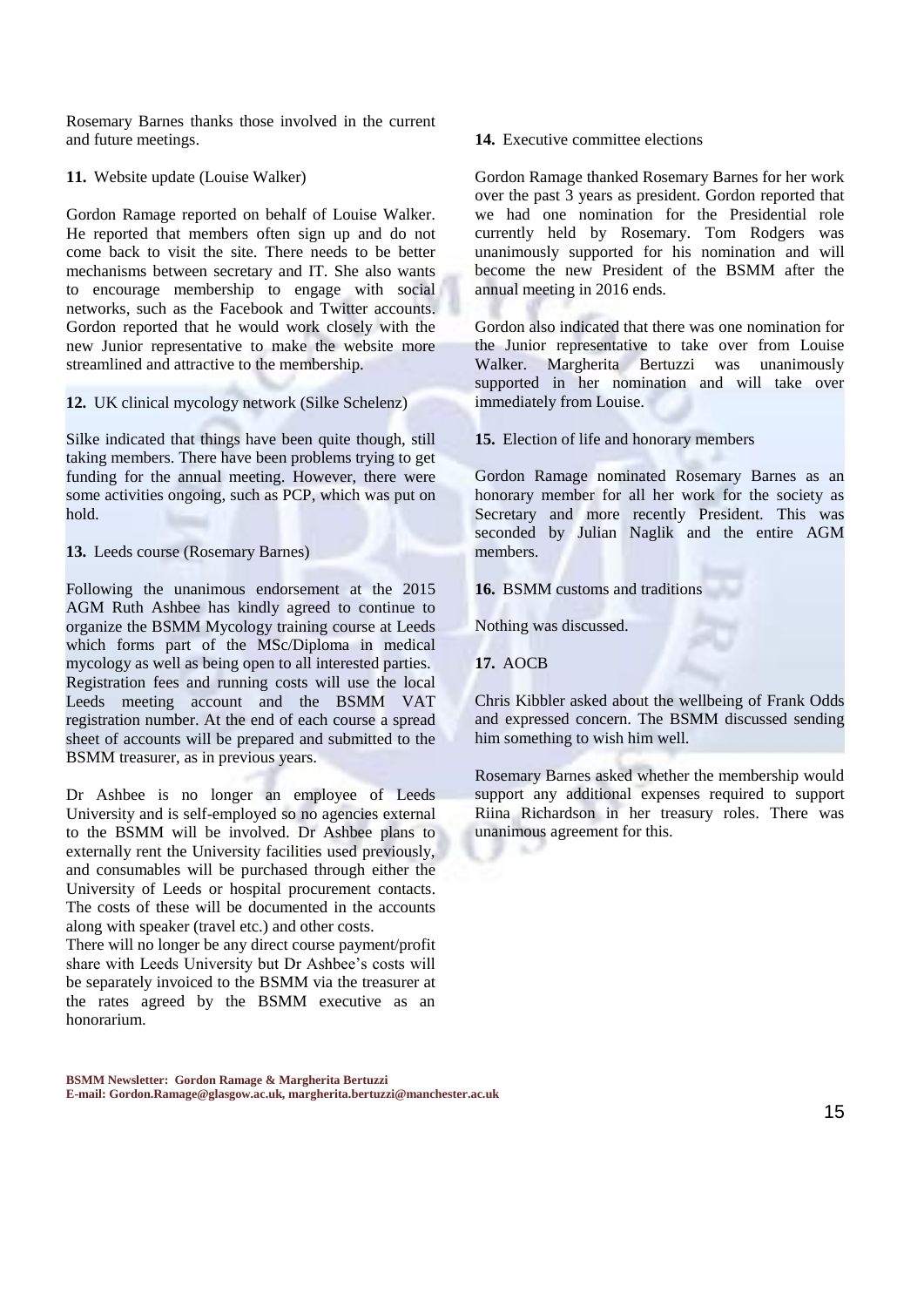Rosemary Barnes thanks those involved in the current and future meetings.

**11.** Website update (Louise Walker)

Gordon Ramage reported on behalf of Louise Walker. He reported that members often sign up and do not come back to visit the site. There needs to be better mechanisms between secretary and IT. She also wants to encourage membership to engage with social networks, such as the Facebook and Twitter accounts. Gordon reported that he would work closely with the new Junior representative to make the website more streamlined and attractive to the membership.

**12.** UK clinical mycology network (Silke Schelenz)

Silke indicated that things have been quite though, still taking members. There have been problems trying to get funding for the annual meeting. However, there were some activities ongoing, such as PCP, which was put on hold.

**13.** Leeds course (Rosemary Barnes)

Following the unanimous endorsement at the 2015 AGM Ruth Ashbee has kindly agreed to continue to organize the BSMM Mycology training course at Leeds which forms part of the MSc/Diploma in medical mycology as well as being open to all interested parties. Registration fees and running costs will use the local Leeds meeting account and the BSMM VAT registration number. At the end of each course a spread sheet of accounts will be prepared and submitted to the BSMM treasurer, as in previous years.

Dr Ashbee is no longer an employee of Leeds University and is self-employed so no agencies external to the BSMM will be involved. Dr Ashbee plans to externally rent the University facilities used previously, and consumables will be purchased through either the University of Leeds or hospital procurement contacts. The costs of these will be documented in the accounts along with speaker (travel etc.) and other costs.

There will no longer be any direct course payment/profit share with Leeds University but Dr Ashbee's costs will be separately invoiced to the BSMM via the treasurer at the rates agreed by the BSMM executive as an honorarium.

**14.** Executive committee elections

Gordon Ramage thanked Rosemary Barnes for her work over the past 3 years as president. Gordon reported that we had one nomination for the Presidential role currently held by Rosemary. Tom Rodgers was unanimously supported for his nomination and will become the new President of the BSMM after the annual meeting in 2016 ends.

Gordon also indicated that there was one nomination for the Junior representative to take over from Louise Walker. Margherita Bertuzzi was unanimously supported in her nomination and will take over immediately from Louise.

**15.** Election of life and honorary members

Gordon Ramage nominated Rosemary Barnes as an honorary member for all her work for the society as Secretary and more recently President. This was seconded by Julian Naglik and the entire AGM members.

**16.** BSMM customs and traditions

Nothing was discussed.

**17.** AOCB

Chris Kibbler asked about the wellbeing of Frank Odds and expressed concern. The BSMM discussed sending him something to wish him well.

Rosemary Barnes asked whether the membership would support any additional expenses required to support Riina Richardson in her treasury roles. There was unanimous agreement for this.